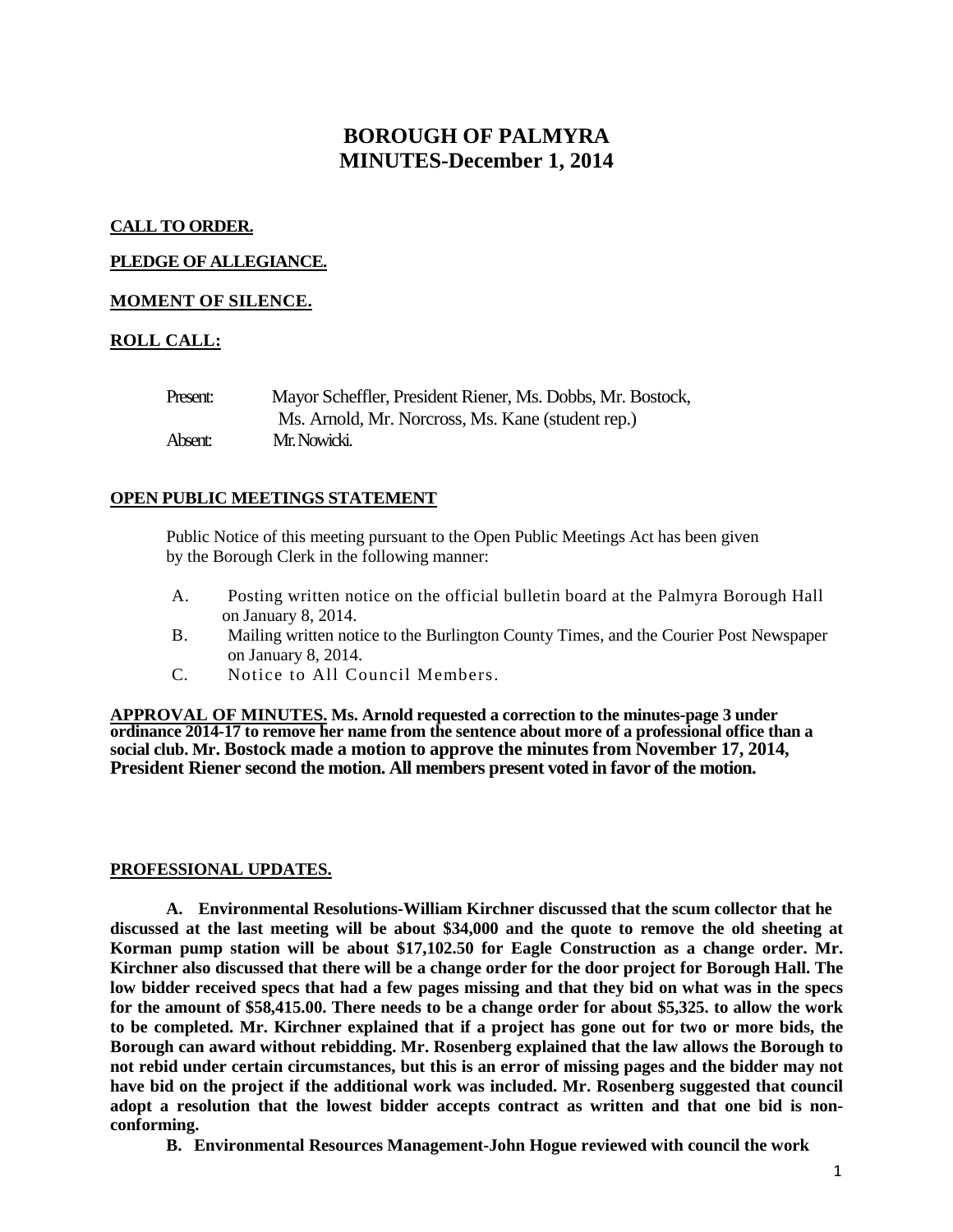# BOROUGH OF PALMYRA
# MINUTES-December 1, 2014

**CALL TO ORDER.**

**PLEDGE OF ALLEGIANCE.**

**MOMENT OF SILENCE.**

**ROLL CALL:**

Present: Mayor Scheffler, President Riener, Ms. Dobbs, Mr. Bostock, Ms. Arnold, Mr. Norcross, Ms. Kane (student rep.)
Absent: Mr. Nowicki.

**OPEN PUBLIC MEETINGS STATEMENT**

Public Notice of this meeting pursuant to the Open Public Meetings Act has been given by the Borough Clerk in the following manner:

A. Posting written notice on the official bulletin board at the Palmyra Borough Hall on January 8, 2014.
B. Mailing written notice to the Burlington County Times, and the Courier Post Newspaper on January 8, 2014.
C. Notice to All Council Members.

**APPROVAL OF MINUTES. Ms. Arnold requested a correction to the minutes-page 3 under ordinance 2014-17 to remove her name from the sentence about more of a professional office than a social club. Mr. Bostock made a motion to approve the minutes from November 17, 2014, President Riener second the motion. All members present voted in favor of the motion.**

**PROFESSIONAL UPDATES.**

**A. Environmental Resolutions-William Kirchner discussed that the scum collector that he discussed at the last meeting will be about $34,000 and the quote to remove the old sheeting at Korman pump station will be about $17,102.50 for Eagle Construction as a change order. Mr. Kirchner also discussed that there will be a change order for the door project for Borough Hall. The low bidder received specs that had a few pages missing and that they bid on what was in the specs for the amount of $58,415.00. There needs to be a change order for about $5,325. to allow the work to be completed. Mr. Kirchner explained that if a project has gone out for two or more bids, the Borough can award without rebidding. Mr. Rosenberg explained that the law allows the Borough to not rebid under certain circumstances, but this is an error of missing pages and the bidder may not have bid on the project if the additional work was included. Mr. Rosenberg suggested that council adopt a resolution that the lowest bidder accepts contract as written and that one bid is non-conforming.**

**B. Environmental Resources Management-John Hogue reviewed with council the work**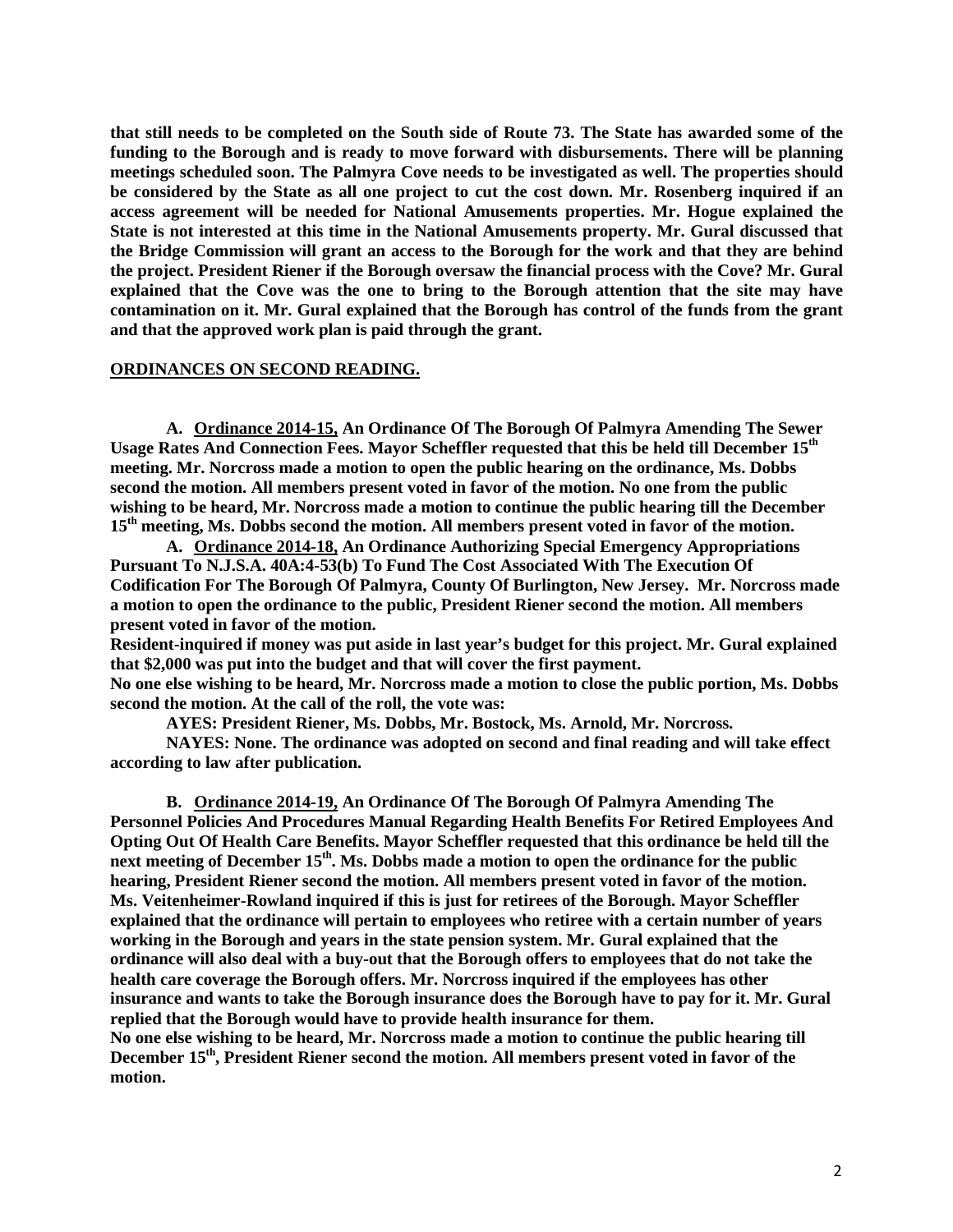**that still needs to be completed on the South side of Route 73. The State has awarded some of the funding to the Borough and is ready to move forward with disbursements. There will be planning meetings scheduled soon. The Palmyra Cove needs to be investigated as well. The properties should be considered by the State as all one project to cut the cost down. Mr. Rosenberg inquired if an access agreement will be needed for National Amusements properties. Mr. Hogue explained the State is not interested at this time in the National Amusements property. Mr. Gural discussed that the Bridge Commission will grant an access to the Borough for the work and that they are behind the project. President Riener if the Borough oversaw the financial process with the Cove? Mr. Gural explained that the Cove was the one to bring to the Borough attention that the site may have contamination on it. Mr. Gural explained that the Borough has control of the funds from the grant and that the approved work plan is paid through the grant.**

**ORDINANCES ON SECOND READING.**

**A. Ordinance 2014-15, An Ordinance Of The Borough Of Palmyra Amending The Sewer Usage Rates And Connection Fees. Mayor Scheffler requested that this be held till December 15th meeting. Mr. Norcross made a motion to open the public hearing on the ordinance, Ms. Dobbs second the motion. All members present voted in favor of the motion. No one from the public wishing to be heard, Mr. Norcross made a motion to continue the public hearing till the December 15th meeting, Ms. Dobbs second the motion. All members present voted in favor of the motion.**

**A. Ordinance 2014-18, An Ordinance Authorizing Special Emergency Appropriations Pursuant To N.J.S.A. 40A:4-53(b) To Fund The Cost Associated With The Execution Of Codification For The Borough Of Palmyra, County Of Burlington, New Jersey. Mr. Norcross made a motion to open the ordinance to the public, President Riener second the motion. All members present voted in favor of the motion.**

**Resident-inquired if money was put aside in last year's budget for this project. Mr. Gural explained that $2,000 was put into the budget and that will cover the first payment.**

**No one else wishing to be heard, Mr. Norcross made a motion to close the public portion, Ms. Dobbs second the motion. At the call of the roll, the vote was:**

**AYES: President Riener, Ms. Dobbs, Mr. Bostock, Ms. Arnold, Mr. Norcross.**

**NAYES: None. The ordinance was adopted on second and final reading and will take effect according to law after publication.**

**B. Ordinance 2014-19, An Ordinance Of The Borough Of Palmyra Amending The Personnel Policies And Procedures Manual Regarding Health Benefits For Retired Employees And Opting Out Of Health Care Benefits. Mayor Scheffler requested that this ordinance be held till the next meeting of December 15th. Ms. Dobbs made a motion to open the ordinance for the public hearing, President Riener second the motion. All members present voted in favor of the motion. Ms. Veitenheimer-Rowland inquired if this is just for retirees of the Borough. Mayor Scheffler explained that the ordinance will pertain to employees who retiree with a certain number of years working in the Borough and years in the state pension system. Mr. Gural explained that the ordinance will also deal with a buy-out that the Borough offers to employees that do not take the health care coverage the Borough offers. Mr. Norcross inquired if the employees has other insurance and wants to take the Borough insurance does the Borough have to pay for it. Mr. Gural replied that the Borough would have to provide health insurance for them.**

**No one else wishing to be heard, Mr. Norcross made a motion to continue the public hearing till December 15th, President Riener second the motion. All members present voted in favor of the motion.**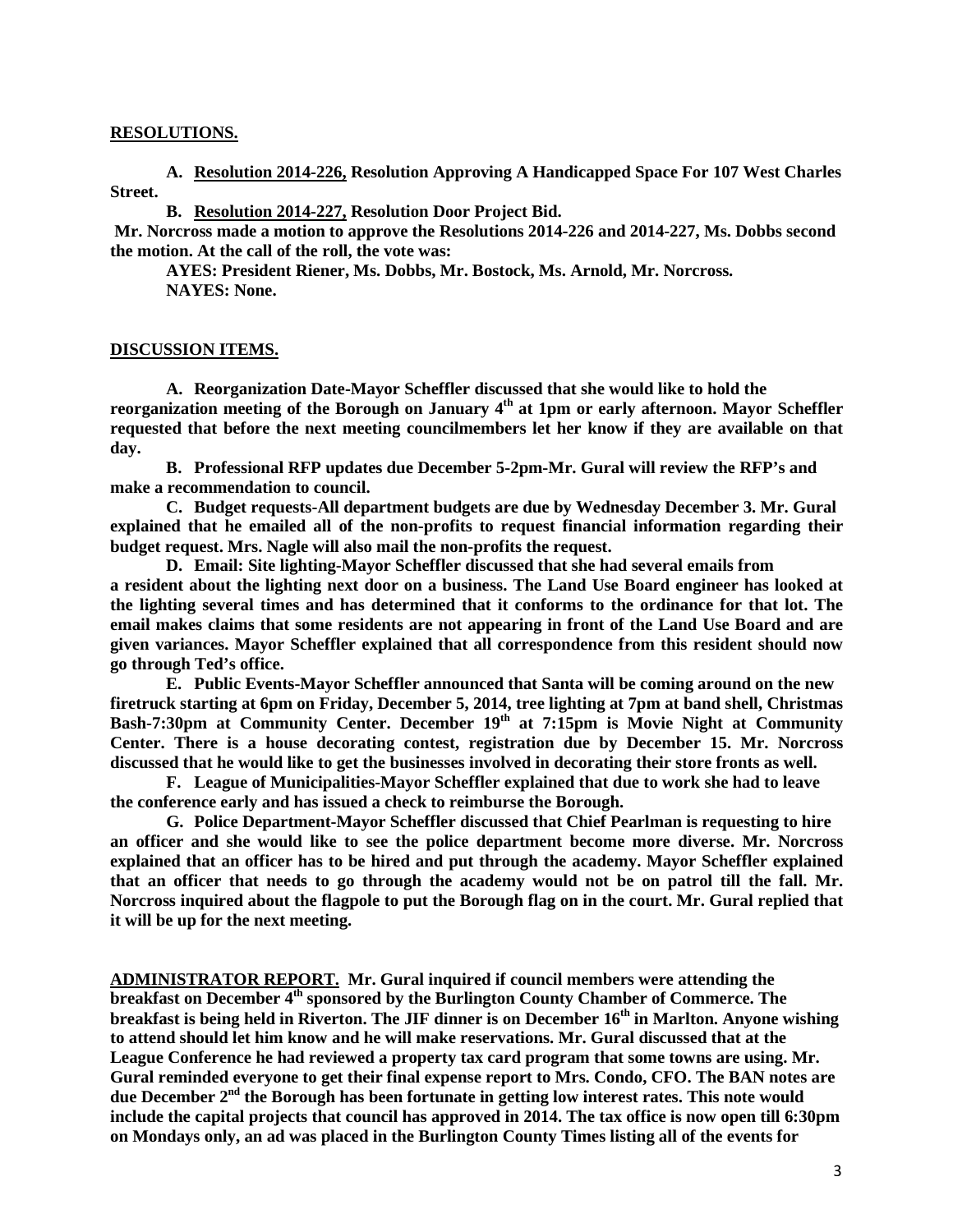**RESOLUTIONS.**

**A. Resolution 2014-226, Resolution Approving A Handicapped Space For 107 West Charles Street.**

**B. Resolution 2014-227, Resolution Door Project Bid.**

**Mr. Norcross made a motion to approve the Resolutions 2014-226 and 2014-227, Ms. Dobbs second the motion. At the call of the roll, the vote was:**

**AYES: President Riener, Ms. Dobbs, Mr. Bostock, Ms. Arnold, Mr. Norcross.**
**NAYES: None.**

**DISCUSSION ITEMS.**

**A. Reorganization Date-Mayor Scheffler discussed that she would like to hold the reorganization meeting of the Borough on January 4th at 1pm or early afternoon. Mayor Scheffler requested that before the next meeting councilmembers let her know if they are available on that day.**

**B. Professional RFP updates due December 5-2pm-Mr. Gural will review the RFP's and make a recommendation to council.**

**C. Budget requests-All department budgets are due by Wednesday December 3. Mr. Gural explained that he emailed all of the non-profits to request financial information regarding their budget request. Mrs. Nagle will also mail the non-profits the request.**

**D. Email: Site lighting-Mayor Scheffler discussed that she had several emails from a resident about the lighting next door on a business. The Land Use Board engineer has looked at the lighting several times and has determined that it conforms to the ordinance for that lot. The email makes claims that some residents are not appearing in front of the Land Use Board and are given variances. Mayor Scheffler explained that all correspondence from this resident should now go through Ted's office.**

**E. Public Events-Mayor Scheffler announced that Santa will be coming around on the new firetruck starting at 6pm on Friday, December 5, 2014, tree lighting at 7pm at band shell, Christmas Bash-7:30pm at Community Center. December 19th at 7:15pm is Movie Night at Community Center. There is a house decorating contest, registration due by December 15. Mr. Norcross discussed that he would like to get the businesses involved in decorating their store fronts as well.**

**F. League of Municipalities-Mayor Scheffler explained that due to work she had to leave the conference early and has issued a check to reimburse the Borough.**

**G. Police Department-Mayor Scheffler discussed that Chief Pearlman is requesting to hire an officer and she would like to see the police department become more diverse. Mr. Norcross explained that an officer has to be hired and put through the academy. Mayor Scheffler explained that an officer that needs to go through the academy would not be on patrol till the fall. Mr. Norcross inquired about the flagpole to put the Borough flag on in the court. Mr. Gural replied that it will be up for the next meeting.**

**ADMINISTRATOR REPORT. Mr. Gural inquired if council members were attending the breakfast on December 4th sponsored by the Burlington County Chamber of Commerce. The breakfast is being held in Riverton. The JIF dinner is on December 16th in Marlton. Anyone wishing to attend should let him know and he will make reservations. Mr. Gural discussed that at the League Conference he had reviewed a property tax card program that some towns are using. Mr. Gural reminded everyone to get their final expense report to Mrs. Condo, CFO. The BAN notes are due December 2nd the Borough has been fortunate in getting low interest rates. This note would include the capital projects that council has approved in 2014. The tax office is now open till 6:30pm on Mondays only, an ad was placed in the Burlington County Times listing all of the events for**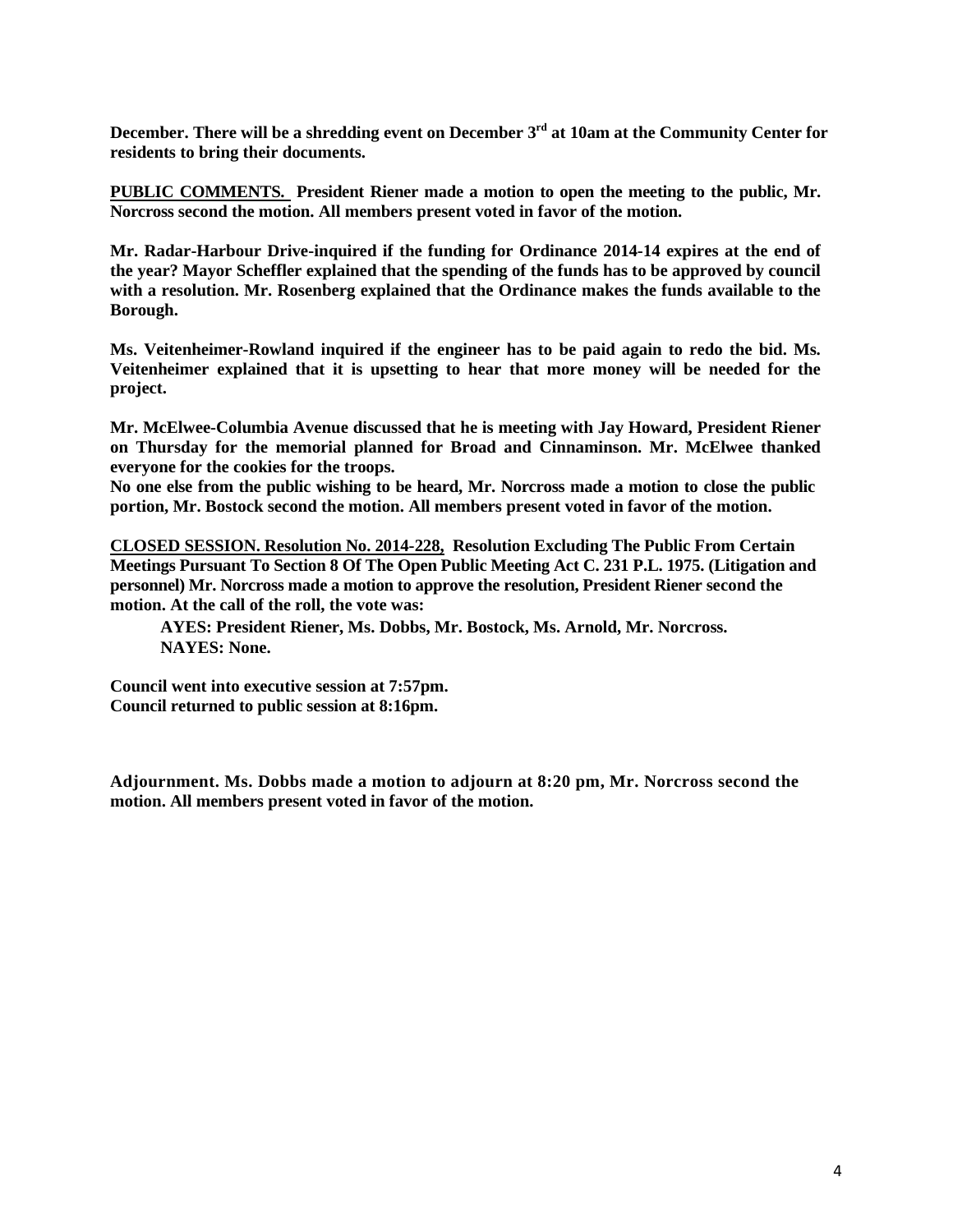**December. There will be a shredding event on December 3rd at 10am at the Community Center for residents to bring their documents.**

**PUBLIC COMMENTS.** **President Riener made a motion to open the meeting to the public, Mr. Norcross second the motion. All members present voted in favor of the motion.**

**Mr. Radar-Harbour Drive-inquired if the funding for Ordinance 2014-14 expires at the end of the year? Mayor Scheffler explained that the spending of the funds has to be approved by council with a resolution. Mr. Rosenberg explained that the Ordinance makes the funds available to the Borough.**

**Ms. Veitenheimer-Rowland inquired if the engineer has to be paid again to redo the bid. Ms. Veitenheimer explained that it is upsetting to hear that more money will be needed for the project.**

**Mr. McElwee-Columbia Avenue discussed that he is meeting with Jay Howard, President Riener on Thursday for the memorial planned for Broad and Cinnaminson. Mr. McElwee thanked everyone for the cookies for the troops.**
**No one else from the public wishing to be heard, Mr. Norcross made a motion to close the public portion, Mr. Bostock second the motion. All members present voted in favor of the motion.**

**CLOSED SESSION. Resolution No. 2014-228,** **Resolution Excluding The Public From Certain Meetings Pursuant To Section 8 Of The Open Public Meeting Act C. 231 P.L. 1975. (Litigation and personnel) Mr. Norcross made a motion to approve the resolution, President Riener second the motion. At the call of the roll, the vote was:**

**AYES: President Riener, Ms. Dobbs, Mr. Bostock, Ms. Arnold, Mr. Norcross.**
**NAYES: None.**

**Council went into executive session at 7:57pm.**
**Council returned to public session at 8:16pm.**

**Adjournment. Ms. Dobbs made a motion to adjourn at 8:20 pm, Mr. Norcross second the motion. All members present voted in favor of the motion.**